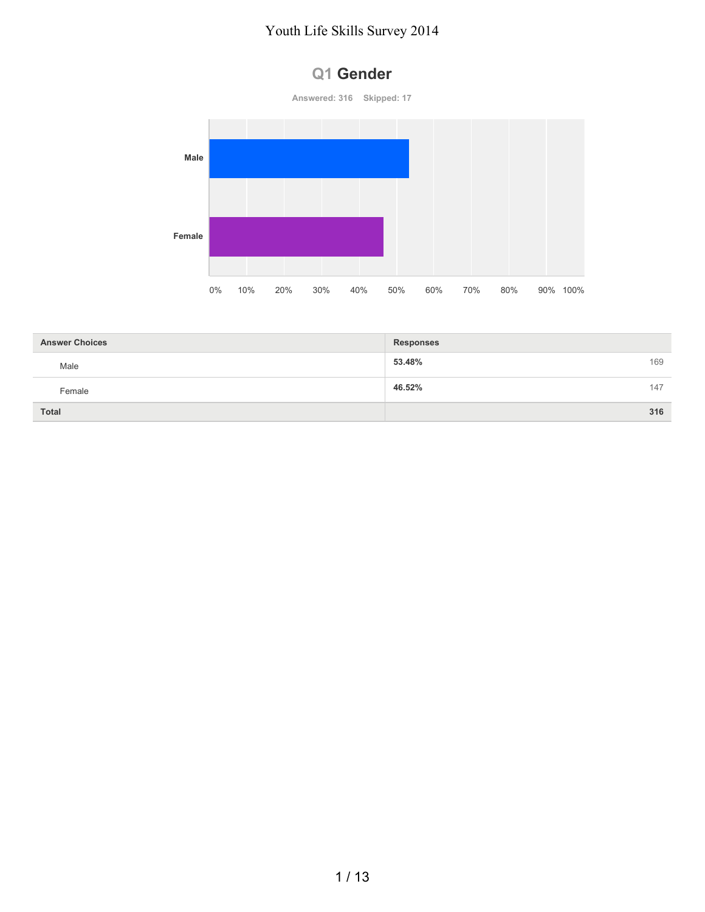# Youth Life Skills Survey 2014

## Q1 Gender

Answered: 316 Skipped: 17

| Answer Choices | Responses | |
|---|---|---|
| Male | 53.48% | 169 |
| Female | 46.52% | 147 |
| Total | | 316 |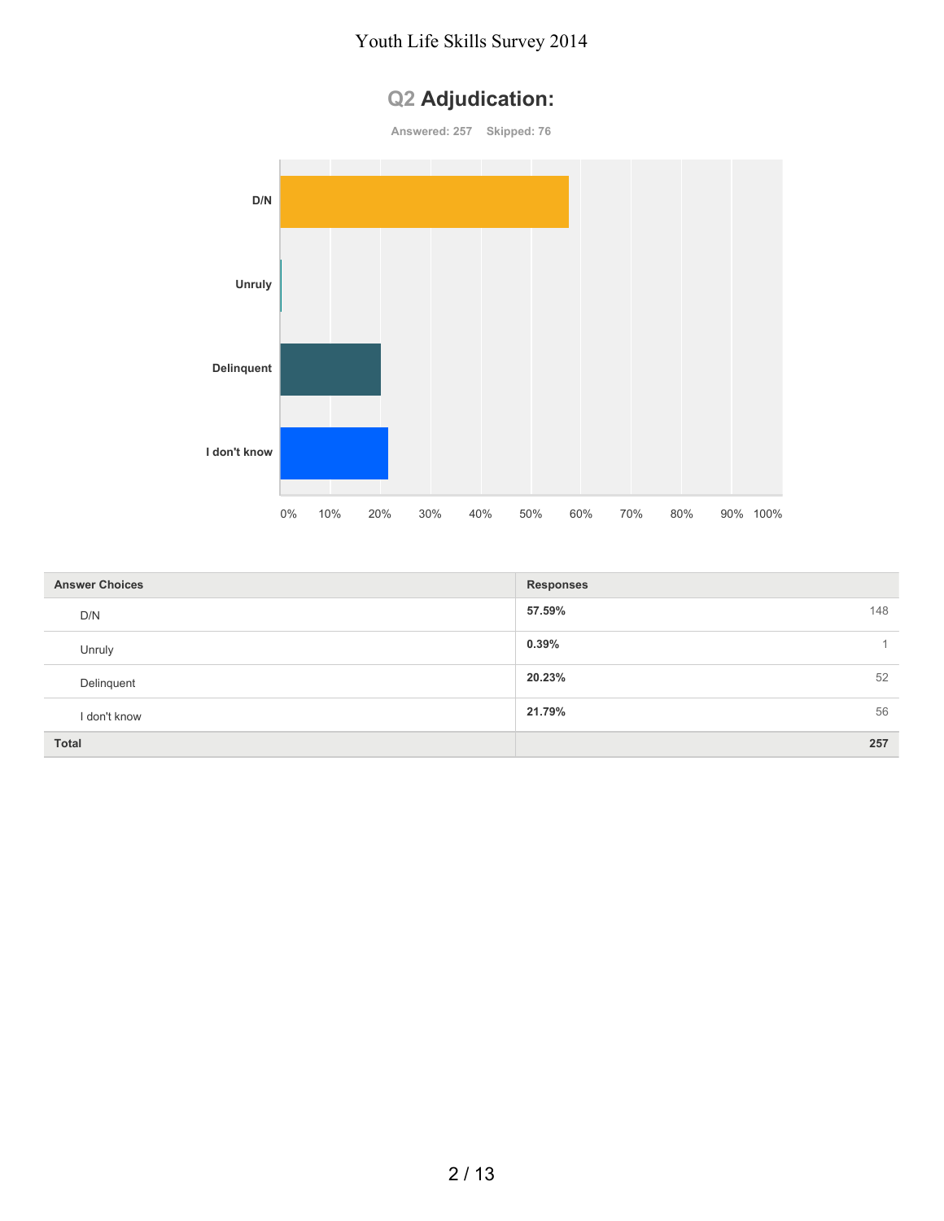## Q2 Adjudication:

Answered: 257 Skipped: 76

| Answer Choices | Responses | |
|---|---|---|
| D/N | 57.59% | 148 |
| Unruly | 0.39% | 1 |
| Delinquent | 20.23% | 52 |
| I don't know | 21.79% | 56 |
| **Total** | | **257** |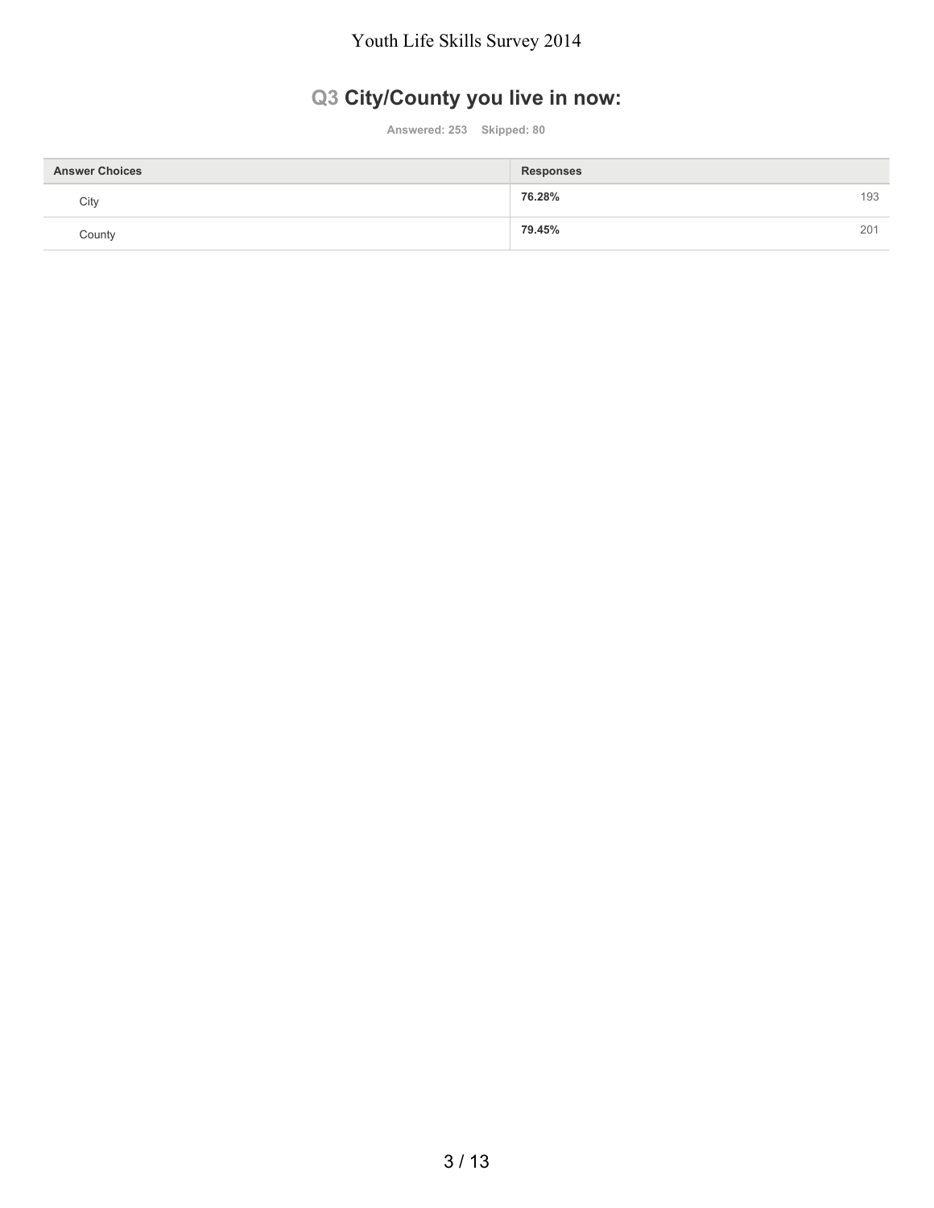## Q3 City/County you live in now:

Answered: 253 Skipped: 80

| Answer Choices | Responses | |
|---|---|---|
| City | **76.28%** | 193 |
| County | **79.45%** | 201 |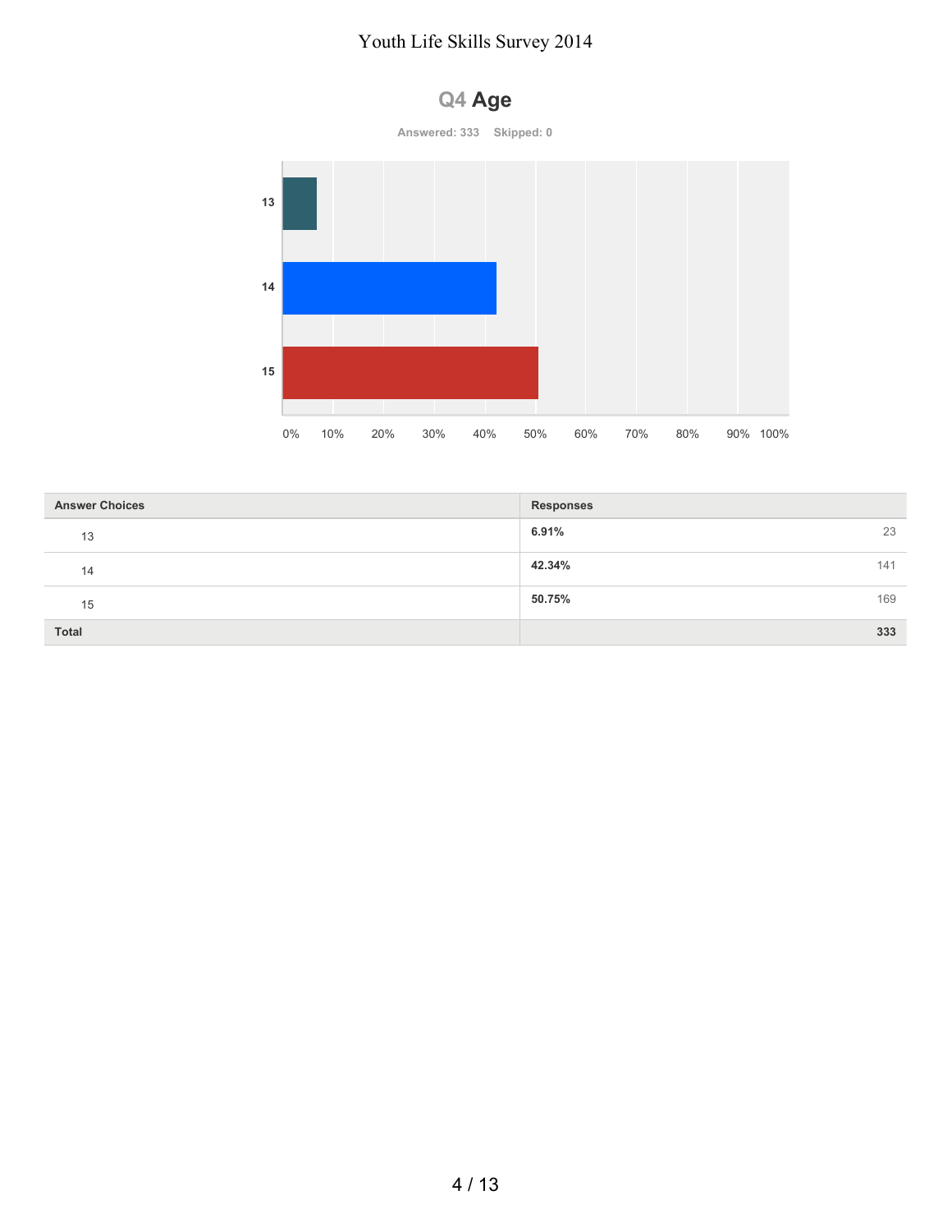## Q4 Age

Answered: 333    Skipped: 0

| Answer Choices | Responses | |
|---|---|---|
| 13 | **6.91%** | 23 |
| 14 | **42.34%** | 141 |
| 15 | **50.75%** | 169 |
| **Total** | | **333** |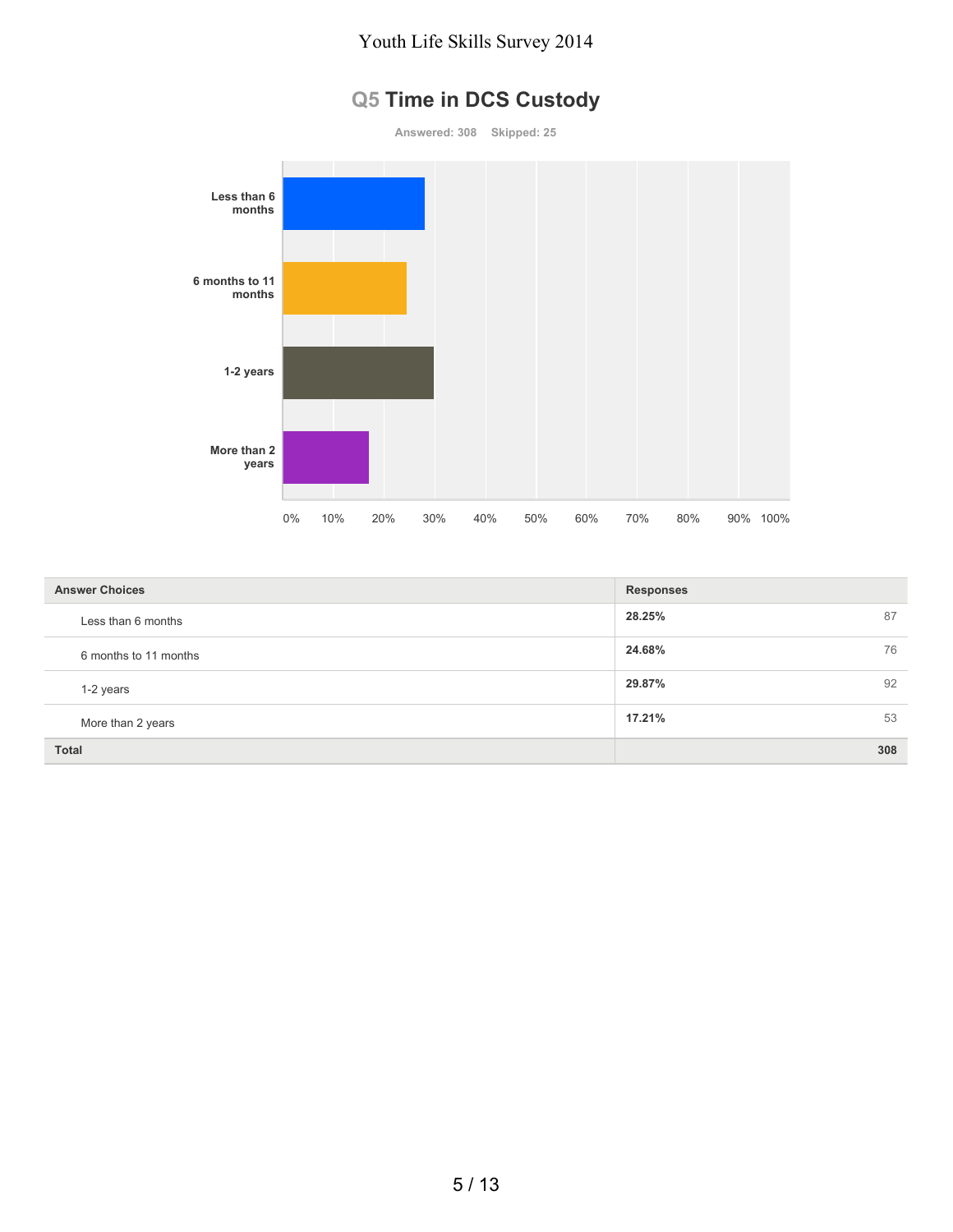## Q5 Time in DCS Custody

Answered: 308 Skipped: 25

| Answer Choices | Responses | |
|---|---|---|
| Less than 6 months | 28.25% | 87 |
| 6 months to 11 months | 24.68% | 76 |
| 1-2 years | 29.87% | 92 |
| More than 2 years | 17.21% | 53 |
| **Total** | | **308** |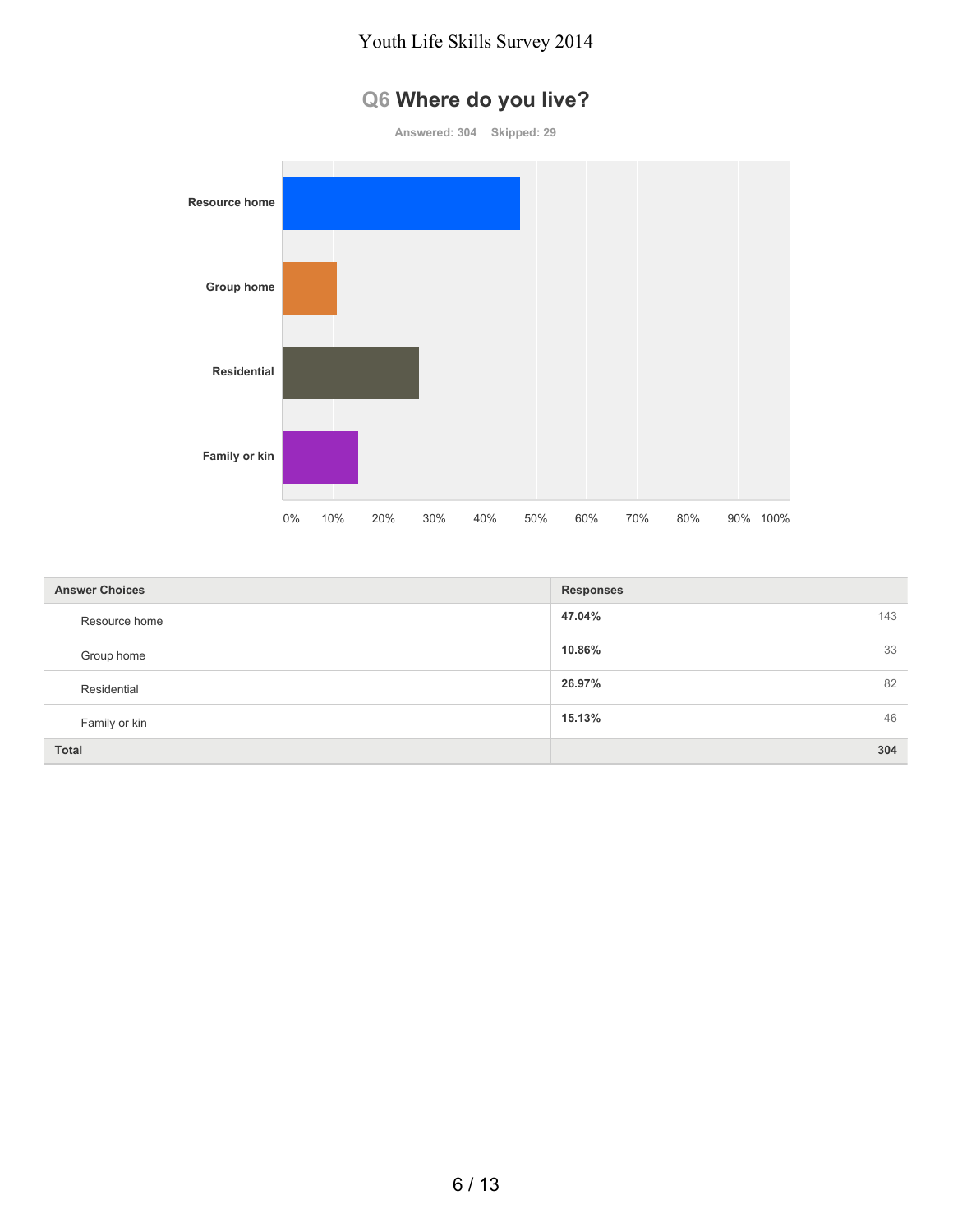## Q6 Where do you live?

Answered: 304 Skipped: 29

| Answer Choices | Responses | |
|---|---|---|
| Resource home | 47.04% | 143 |
| Group home | 10.86% | 33 |
| Residential | 26.97% | 82 |
| Family or kin | 15.13% | 46 |
| **Total** | | **304** |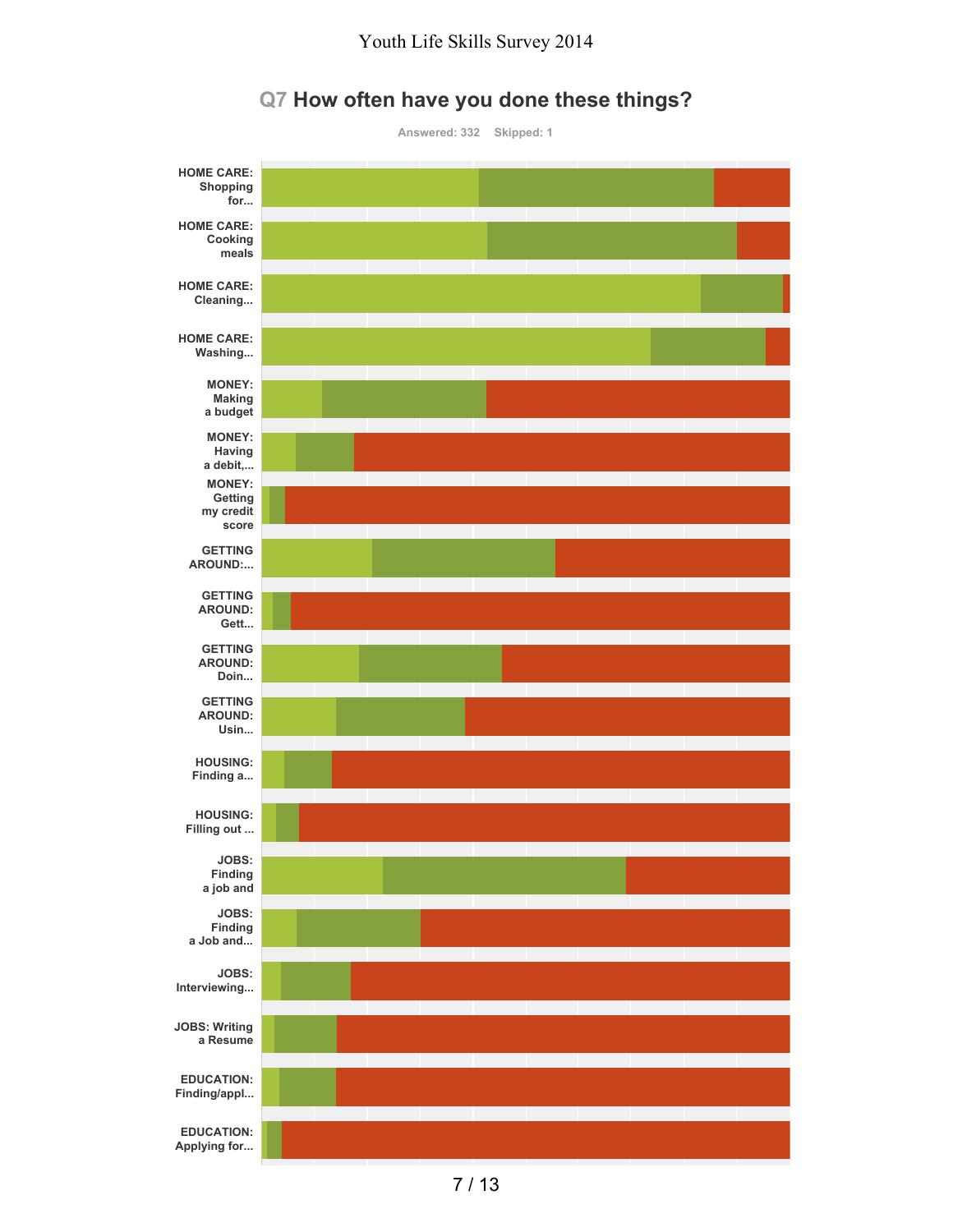## Q7 How often have you done these things?

Answered: 332 Skipped: 1

HOME CARE: Shopping for...

HOME CARE: Cooking meals

HOME CARE: Cleaning...

HOME CARE: Washing...

MONEY: Making a budget

MONEY: Having a debit,...

MONEY: Getting my credit score

GETTING AROUND:...

GETTING AROUND: Gett...

GETTING AROUND: Doin...

GETTING AROUND: Usin...

HOUSING: Finding a...

HOUSING: Filling out ...

JOBS: Finding a job and

JOBS: Finding a Job and...

JOBS: Interviewing...

JOBS: Writing a Resume

EDUCATION: Finding/appl...

EDUCATION: Applying for...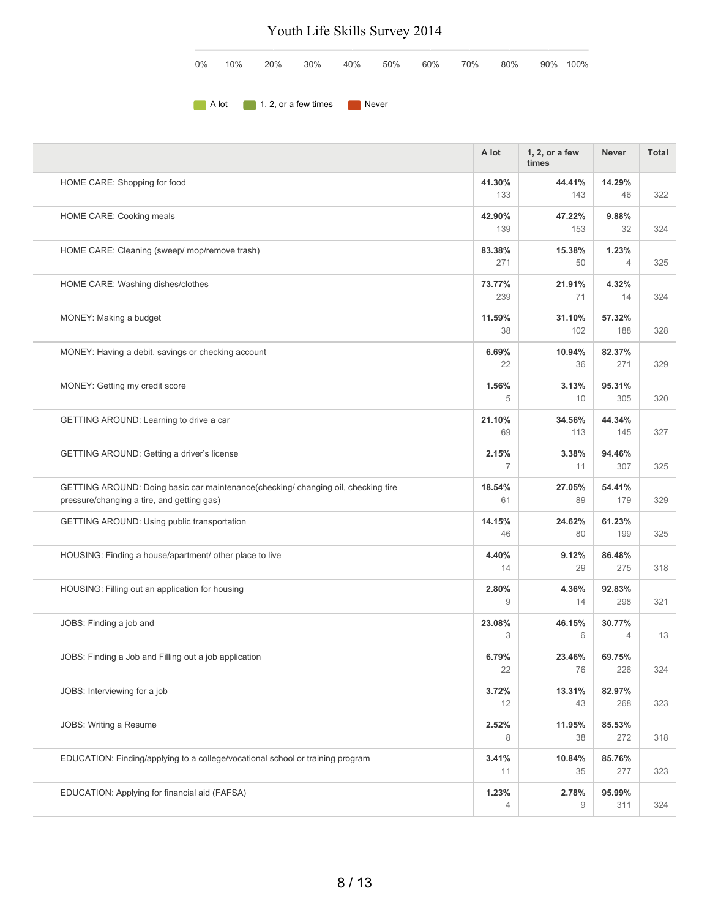# Youth Life Skills Survey 2014

0% 10% 20% 30% 40% 50% 60% 70% 80% 90% 100%

A lot | 1, 2, or a few times | Never

| | A lot | 1, 2, or a few times | Never | Total |
|---|---|---|---|---|
| HOME CARE: Shopping for food | **41.30%** 133 | **44.41%** 143 | **14.29%** 46 | 322 |
| HOME CARE: Cooking meals | **42.90%** 139 | **47.22%** 153 | **9.88%** 32 | 324 |
| HOME CARE: Cleaning (sweep/ mop/remove trash) | **83.38%** 271 | **15.38%** 50 | **1.23%** 4 | 325 |
| HOME CARE: Washing dishes/clothes | **73.77%** 239 | **21.91%** 71 | **4.32%** 14 | 324 |
| MONEY: Making a budget | **11.59%** 38 | **31.10%** 102 | **57.32%** 188 | 328 |
| MONEY: Having a debit, savings or checking account | **6.69%** 22 | **10.94%** 36 | **82.37%** 271 | 329 |
| MONEY: Getting my credit score | **1.56%** 5 | **3.13%** 10 | **95.31%** 305 | 320 |
| GETTING AROUND: Learning to drive a car | **21.10%** 69 | **34.56%** 113 | **44.34%** 145 | 327 |
| GETTING AROUND: Getting a driver's license | **2.15%** 7 | **3.38%** 11 | **94.46%** 307 | 325 |
| GETTING AROUND: Doing basic car maintenance(checking/ changing oil, checking tire pressure/changing a tire, and getting gas) | **18.54%** 61 | **27.05%** 89 | **54.41%** 179 | 329 |
| GETTING AROUND: Using public transportation | **14.15%** 46 | **24.62%** 80 | **61.23%** 199 | 325 |
| HOUSING: Finding a house/apartment/ other place to live | **4.40%** 14 | **9.12%** 29 | **86.48%** 275 | 318 |
| HOUSING: Filling out an application for housing | **2.80%** 9 | **4.36%** 14 | **92.83%** 298 | 321 |
| JOBS: Finding a job and | **23.08%** 3 | **46.15%** 6 | **30.77%** 4 | 13 |
| JOBS: Finding a Job and Filling out a job application | **6.79%** 22 | **23.46%** 76 | **69.75%** 226 | 324 |
| JOBS: Interviewing for a job | **3.72%** 12 | **13.31%** 43 | **82.97%** 268 | 323 |
| JOBS: Writing a Resume | **2.52%** 8 | **11.95%** 38 | **85.53%** 272 | 318 |
| EDUCATION: Finding/applying to a college/vocational school or training program | **3.41%** 11 | **10.84%** 35 | **85.76%** 277 | 323 |
| EDUCATION: Applying for financial aid (FAFSA) | **1.23%** 4 | **2.78%** 9 | **95.99%** 311 | 324 |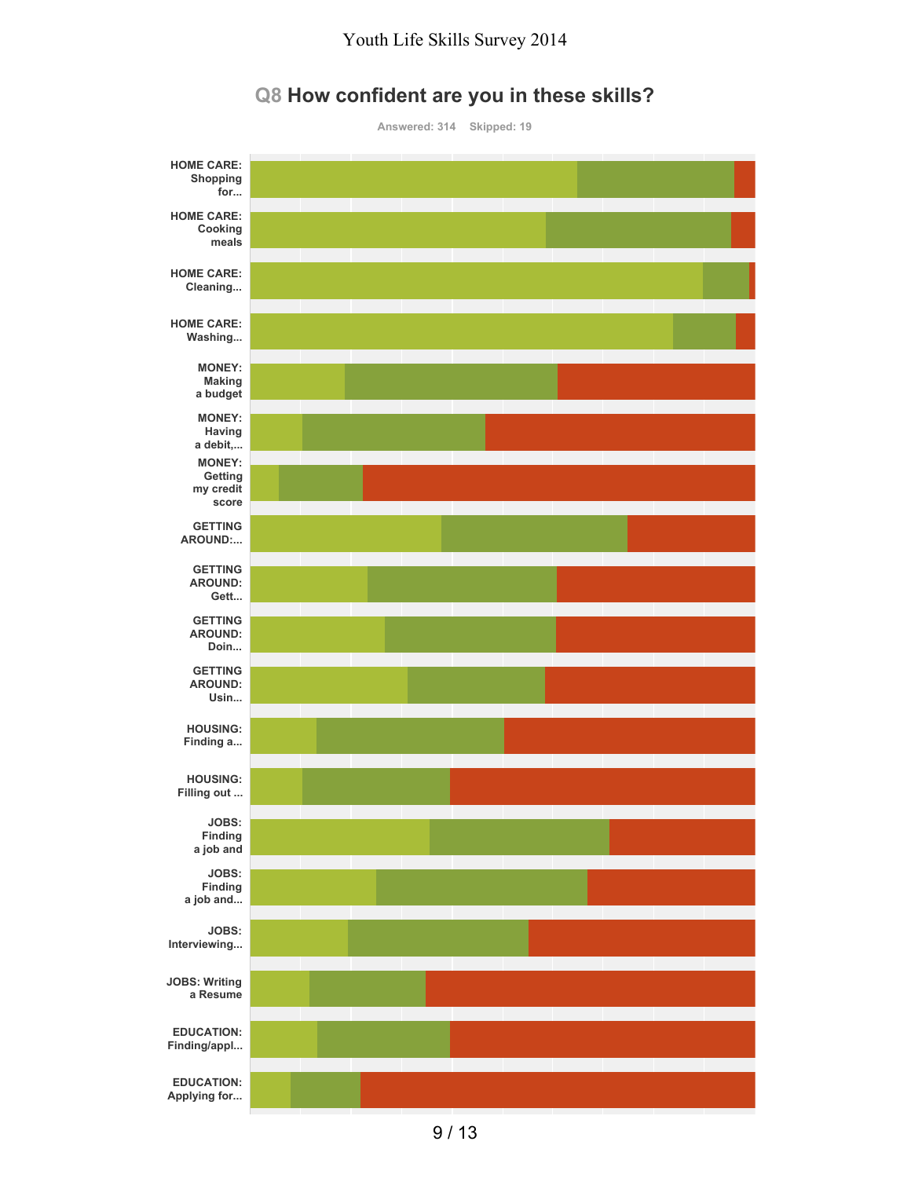## Q8 How confident are you in these skills?

Answered: 314 Skipped: 19

HOME CARE: Shopping for...

HOME CARE: Cooking meals

HOME CARE: Cleaning...

HOME CARE: Washing...

MONEY: Making a budget

MONEY: Having a debit,...

MONEY: Getting my credit score

GETTING AROUND:...

GETTING AROUND: Gett...

GETTING AROUND: Doin...

GETTING AROUND: Usin...

HOUSING: Finding a...

HOUSING: Filling out ...

JOBS: Finding a job and

JOBS: Finding a job and...

JOBS: Interviewing...

JOBS: Writing a Resume

EDUCATION: Finding/appl...

EDUCATION: Applying for...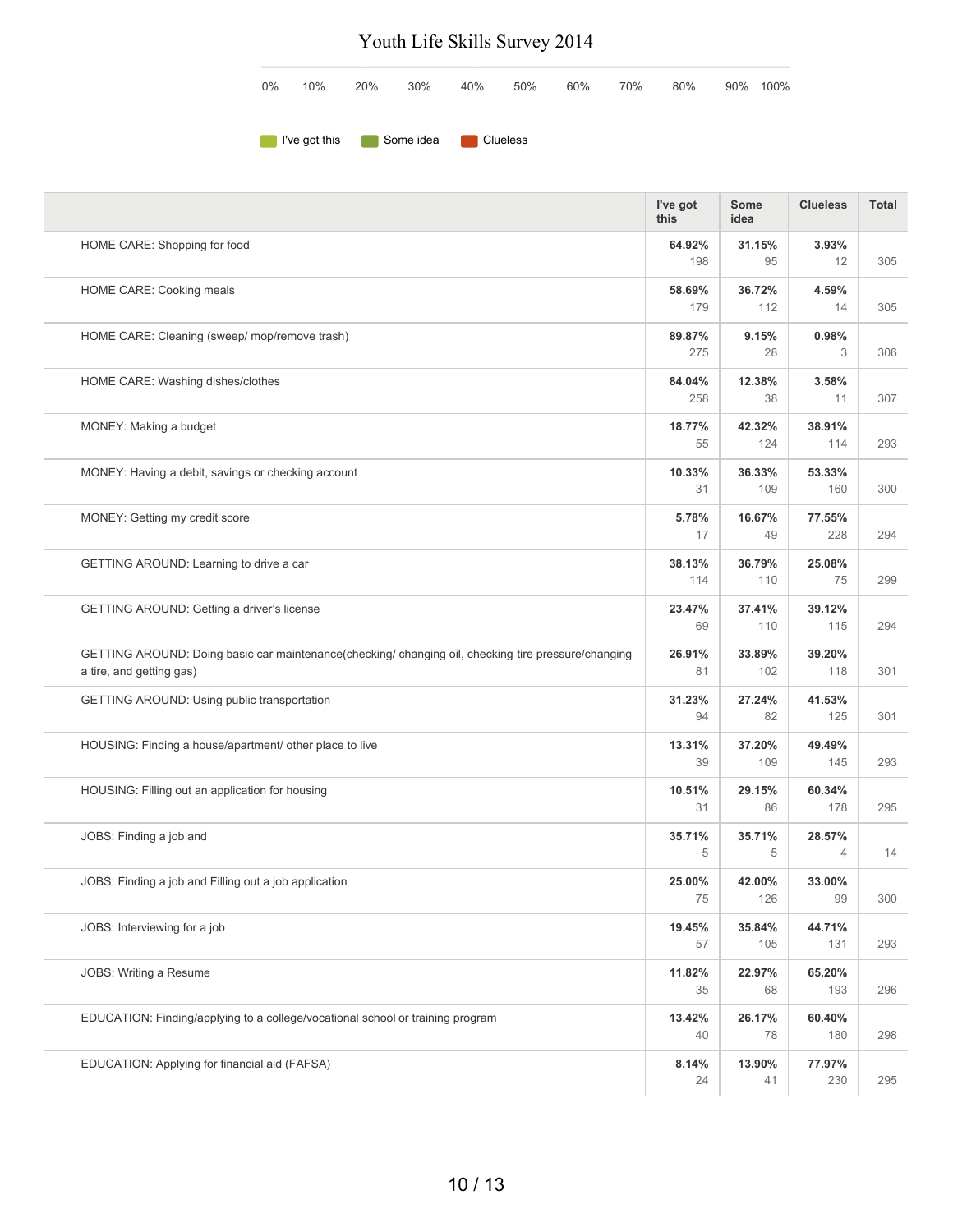# Youth Life Skills Survey 2014

0% 10% 20% 30% 40% 50% 60% 70% 80% 90% 100%

I've got this | Some idea | Clueless

| | I've got this | Some idea | Clueless | Total |
|---|---|---|---|---|
| HOME CARE: Shopping for food | **64.92%** 198 | **31.15%** 95 | **3.93%** 12 | 305 |
| HOME CARE: Cooking meals | **58.69%** 179 | **36.72%** 112 | **4.59%** 14 | 305 |
| HOME CARE: Cleaning (sweep/ mop/remove trash) | **89.87%** 275 | **9.15%** 28 | **0.98%** 3 | 306 |
| HOME CARE: Washing dishes/clothes | **84.04%** 258 | **12.38%** 38 | **3.58%** 11 | 307 |
| MONEY: Making a budget | **18.77%** 55 | **42.32%** 124 | **38.91%** 114 | 293 |
| MONEY: Having a debit, savings or checking account | **10.33%** 31 | **36.33%** 109 | **53.33%** 160 | 300 |
| MONEY: Getting my credit score | **5.78%** 17 | **16.67%** 49 | **77.55%** 228 | 294 |
| GETTING AROUND: Learning to drive a car | **38.13%** 114 | **36.79%** 110 | **25.08%** 75 | 299 |
| GETTING AROUND: Getting a driver's license | **23.47%** 69 | **37.41%** 110 | **39.12%** 115 | 294 |
| GETTING AROUND: Doing basic car maintenance(checking/ changing oil, checking tire pressure/changing a tire, and getting gas) | **26.91%** 81 | **33.89%** 102 | **39.20%** 118 | 301 |
| GETTING AROUND: Using public transportation | **31.23%** 94 | **27.24%** 82 | **41.53%** 125 | 301 |
| HOUSING: Finding a house/apartment/ other place to live | **13.31%** 39 | **37.20%** 109 | **49.49%** 145 | 293 |
| HOUSING: Filling out an application for housing | **10.51%** 31 | **29.15%** 86 | **60.34%** 178 | 295 |
| JOBS: Finding a job and | **35.71%** 5 | **35.71%** 5 | **28.57%** 4 | 14 |
| JOBS: Finding a job and Filling out a job application | **25.00%** 75 | **42.00%** 126 | **33.00%** 99 | 300 |
| JOBS: Interviewing for a job | **19.45%** 57 | **35.84%** 105 | **44.71%** 131 | 293 |
| JOBS: Writing a Resume | **11.82%** 35 | **22.97%** 68 | **65.20%** 193 | 296 |
| EDUCATION: Finding/applying to a college/vocational school or training program | **13.42%** 40 | **26.17%** 78 | **60.40%** 180 | 298 |
| EDUCATION: Applying for financial aid (FAFSA) | **8.14%** 24 | **13.90%** 41 | **77.97%** 230 | 295 |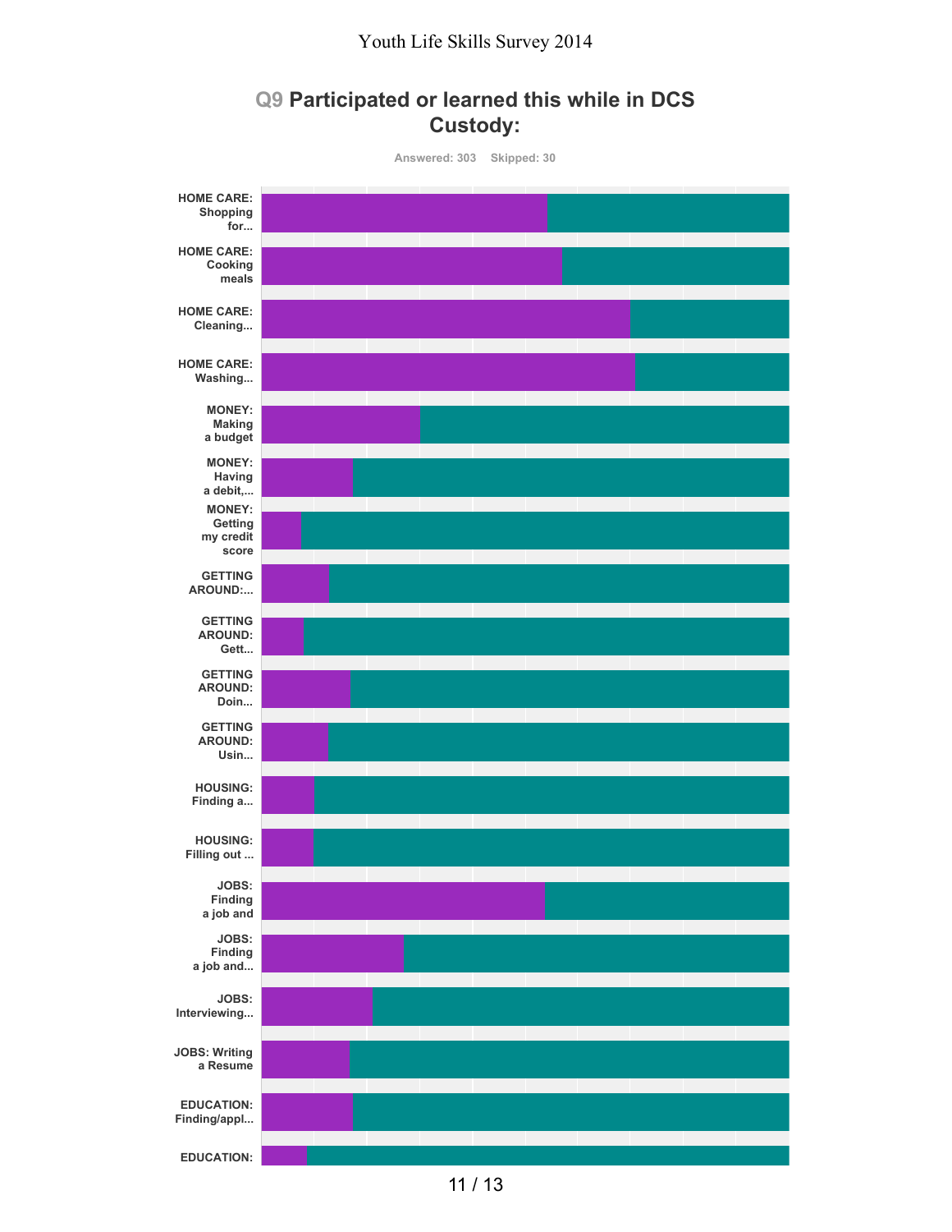## Q9 Participated or learned this while in DCS Custody:

Answered: 303 Skipped: 30

- HOME CARE: Shopping for...
- HOME CARE: Cooking meals
- HOME CARE: Cleaning...
- HOME CARE: Washing...
- MONEY: Making a budget
- MONEY: Having a debit,...
- MONEY: Getting my credit score
- GETTING AROUND:...
- GETTING AROUND: Gett...
- GETTING AROUND: Doin...
- GETTING AROUND: Usin...
- HOUSING: Finding a...
- HOUSING: Filling out ...
- JOBS: Finding a job and
- JOBS: Finding a job and...
- JOBS: Interviewing...
- JOBS: Writing a Resume
- EDUCATION: Finding/appl...
- EDUCATION: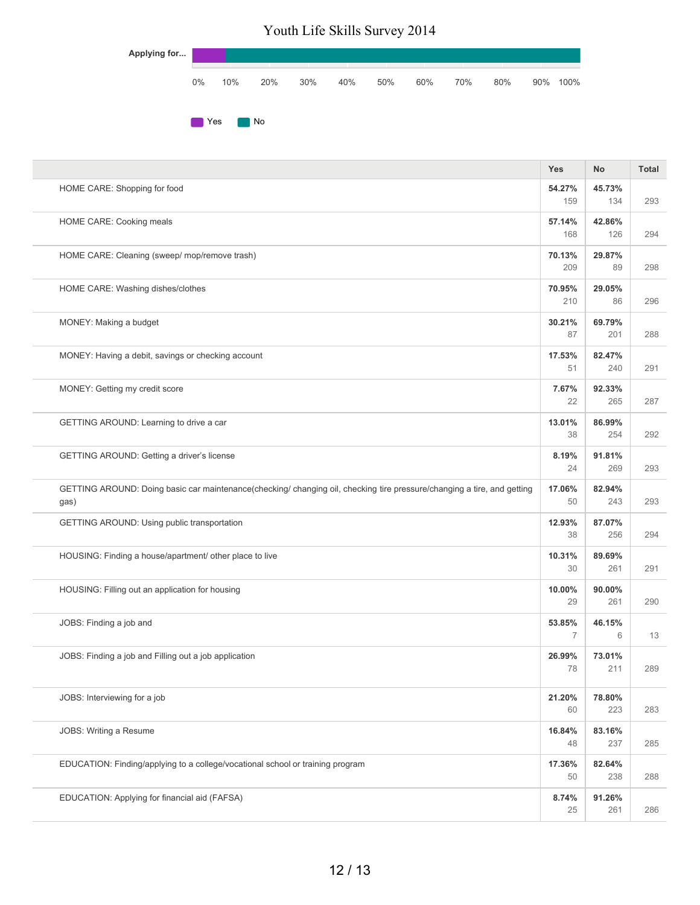# Youth Life Skills Survey 2014

Applying for...

0% 10% 20% 30% 40% 50% 60% 70% 80% 90% 100%

Yes No

| | Yes | No | Total |
|---|---|---|---|
| HOME CARE: Shopping for food | **54.27%** 159 | **45.73%** 134 | 293 |
| HOME CARE: Cooking meals | **57.14%** 168 | **42.86%** 126 | 294 |
| HOME CARE: Cleaning (sweep/ mop/remove trash) | **70.13%** 209 | **29.87%** 89 | 298 |
| HOME CARE: Washing dishes/clothes | **70.95%** 210 | **29.05%** 86 | 296 |
| MONEY: Making a budget | **30.21%** 87 | **69.79%** 201 | 288 |
| MONEY: Having a debit, savings or checking account | **17.53%** 51 | **82.47%** 240 | 291 |
| MONEY: Getting my credit score | **7.67%** 22 | **92.33%** 265 | 287 |
| GETTING AROUND: Learning to drive a car | **13.01%** 38 | **86.99%** 254 | 292 |
| GETTING AROUND: Getting a driver's license | **8.19%** 24 | **91.81%** 269 | 293 |
| GETTING AROUND: Doing basic car maintenance(checking/ changing oil, checking tire pressure/changing a tire, and getting gas) | **17.06%** 50 | **82.94%** 243 | 293 |
| GETTING AROUND: Using public transportation | **12.93%** 38 | **87.07%** 256 | 294 |
| HOUSING: Finding a house/apartment/ other place to live | **10.31%** 30 | **89.69%** 261 | 291 |
| HOUSING: Filling out an application for housing | **10.00%** 29 | **90.00%** 261 | 290 |
| JOBS: Finding a job and | **53.85%** 7 | **46.15%** 6 | 13 |
| JOBS: Finding a job and Filling out a job application | **26.99%** 78 | **73.01%** 211 | 289 |
| JOBS: Interviewing for a job | **21.20%** 60 | **78.80%** 223 | 283 |
| JOBS: Writing a Resume | **16.84%** 48 | **83.16%** 237 | 285 |
| EDUCATION: Finding/applying to a college/vocational school or training program | **17.36%** 50 | **82.64%** 238 | 288 |
| EDUCATION: Applying for financial aid (FAFSA) | **8.74%** 25 | **91.26%** 261 | 286 |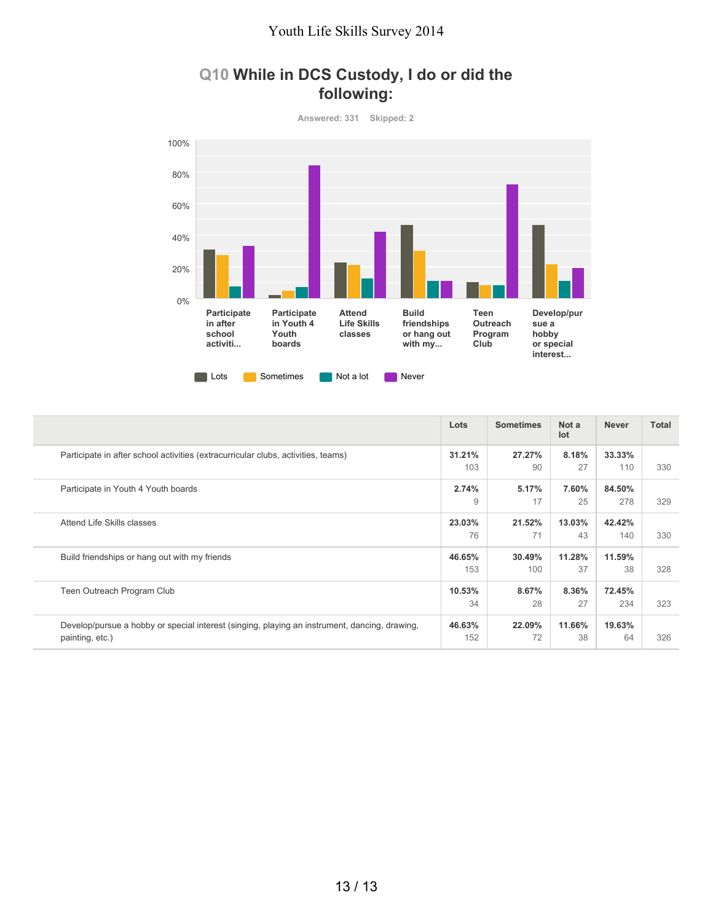## Q10 While in DCS Custody, I do or did the following:

Answered: 331 Skipped: 2

100%
80%
60%
40%
20%
0%

Participate in after school activiti...
Participate in Youth 4 Youth boards
Attend Life Skills classes
Build friendships or hang out with my...
Teen Outreach Program Club
Develop/pursue a hobby or special interest...

Lots Sometimes Not a lot Never

| | Lots | Sometimes | Not a lot | Never | Total |
|---|---|---|---|---|---|
| Participate in after school activities (extracurricular clubs, activities, teams) | **31.21%** 103 | **27.27%** 90 | **8.18%** 27 | **33.33%** 110 | 330 |
| Participate in Youth 4 Youth boards | **2.74%** 9 | **5.17%** 17 | **7.60%** 25 | **84.50%** 278 | 329 |
| Attend Life Skills classes | **23.03%** 76 | **21.52%** 71 | **13.03%** 43 | **42.42%** 140 | 330 |
| Build friendships or hang out with my friends | **46.65%** 153 | **30.49%** 100 | **11.28%** 37 | **11.59%** 38 | 328 |
| Teen Outreach Program Club | **10.53%** 34 | **8.67%** 28 | **8.36%** 27 | **72.45%** 234 | 323 |
| Develop/pursue a hobby or special interest (singing, playing an instrument, dancing, drawing, painting, etc.) | **46.63%** 152 | **22.09%** 72 | **11.66%** 38 | **19.63%** 64 | 326 |